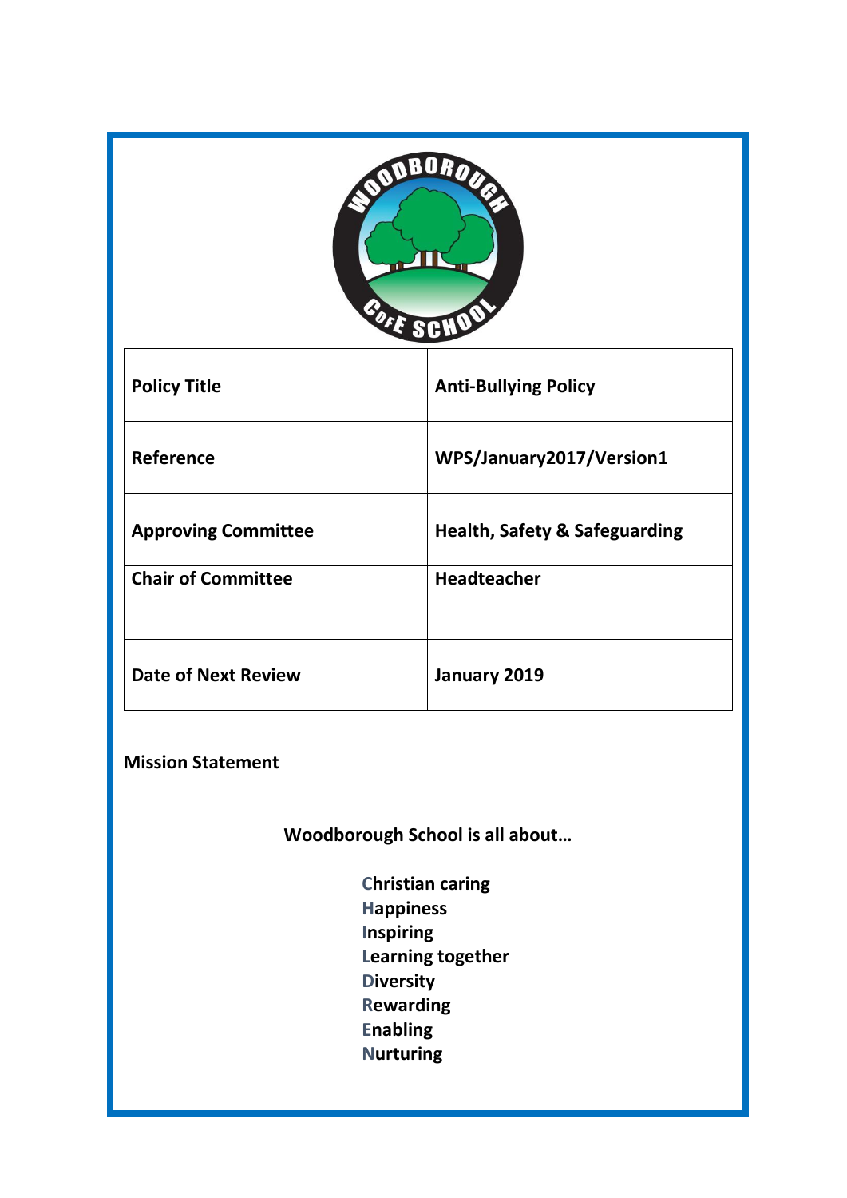| Policy Title | Anti-Bullying Policy |
| --- | --- |
| Reference | WPS/January2017/Version1 |
| Approving Committee | Health, Safety & Safeguarding |
| Chair of Committee | Headteacher |
| Date of Next Review | January 2019 |

**Mission Statement**

**Woodborough School is all about…**

**C**hristian caring
**H**appiness
**I**nspiring
**L**earning together
**D**iversity
**R**ewarding
**E**nabling
**N**urturing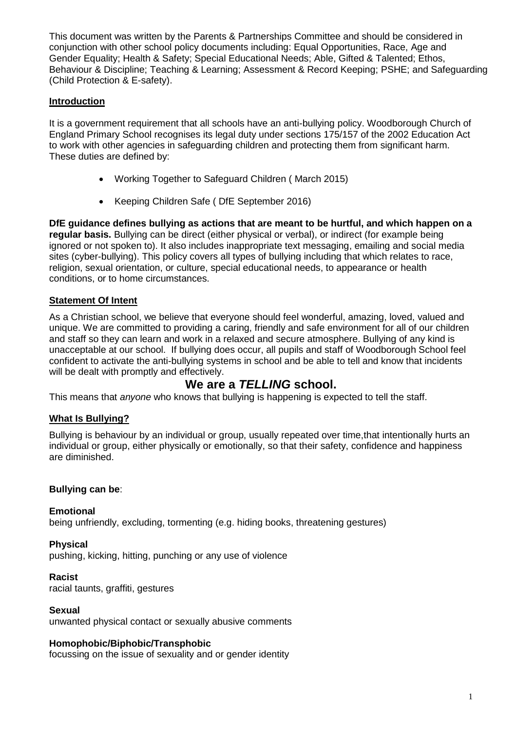This document was written by the Parents & Partnerships Committee and should be considered in conjunction with other school policy documents including: Equal Opportunities, Race, Age and Gender Equality; Health & Safety; Special Educational Needs; Able, Gifted & Talented; Ethos, Behaviour & Discipline; Teaching & Learning; Assessment & Record Keeping; PSHE; and Safeguarding (Child Protection & E-safety).

## Introduction

It is a government requirement that all schools have an anti-bullying policy. Woodborough Church of England Primary School recognises its legal duty under sections 175/157 of the 2002 Education Act to work with other agencies in safeguarding children and protecting them from significant harm. These duties are defined by:

- Working Together to Safeguard Children ( March 2015)
- Keeping Children Safe ( DfE September 2016)

**DfE guidance defines bullying as actions that are meant to be hurtful, and which happen on a regular basis.** Bullying can be direct (either physical or verbal), or indirect (for example being ignored or not spoken to). It also includes inappropriate text messaging, emailing and social media sites (cyber-bullying). This policy covers all types of bullying including that which relates to race, religion, sexual orientation, or culture, special educational needs, to appearance or health conditions, or to home circumstances.

## Statement Of Intent

As a Christian school, we believe that everyone should feel wonderful, amazing, loved, valued and unique. We are committed to providing a caring, friendly and safe environment for all of our children and staff so they can learn and work in a relaxed and secure atmosphere. Bullying of any kind is unacceptable at our school. If bullying does occur, all pupils and staff of Woodborough School feel confident to activate the anti-bullying systems in school and be able to tell and know that incidents will be dealt with promptly and effectively.

**We are a *TELLING* school.**

This means that *anyone* who knows that bullying is happening is expected to tell the staff.

## What Is Bullying?

Bullying is behaviour by an individual or group, usually repeated over time,that intentionally hurts an individual or group, either physically or emotionally, so that their safety, confidence and happiness are diminished.

**Bullying can be**:

**Emotional**
being unfriendly, excluding, tormenting (e.g. hiding books, threatening gestures)

**Physical**
pushing, kicking, hitting, punching or any use of violence

**Racist**
racial taunts, graffiti, gestures

**Sexual**
unwanted physical contact or sexually abusive comments

**Homophobic/Biphobic/Transphobic**
focussing on the issue of sexuality and or gender identity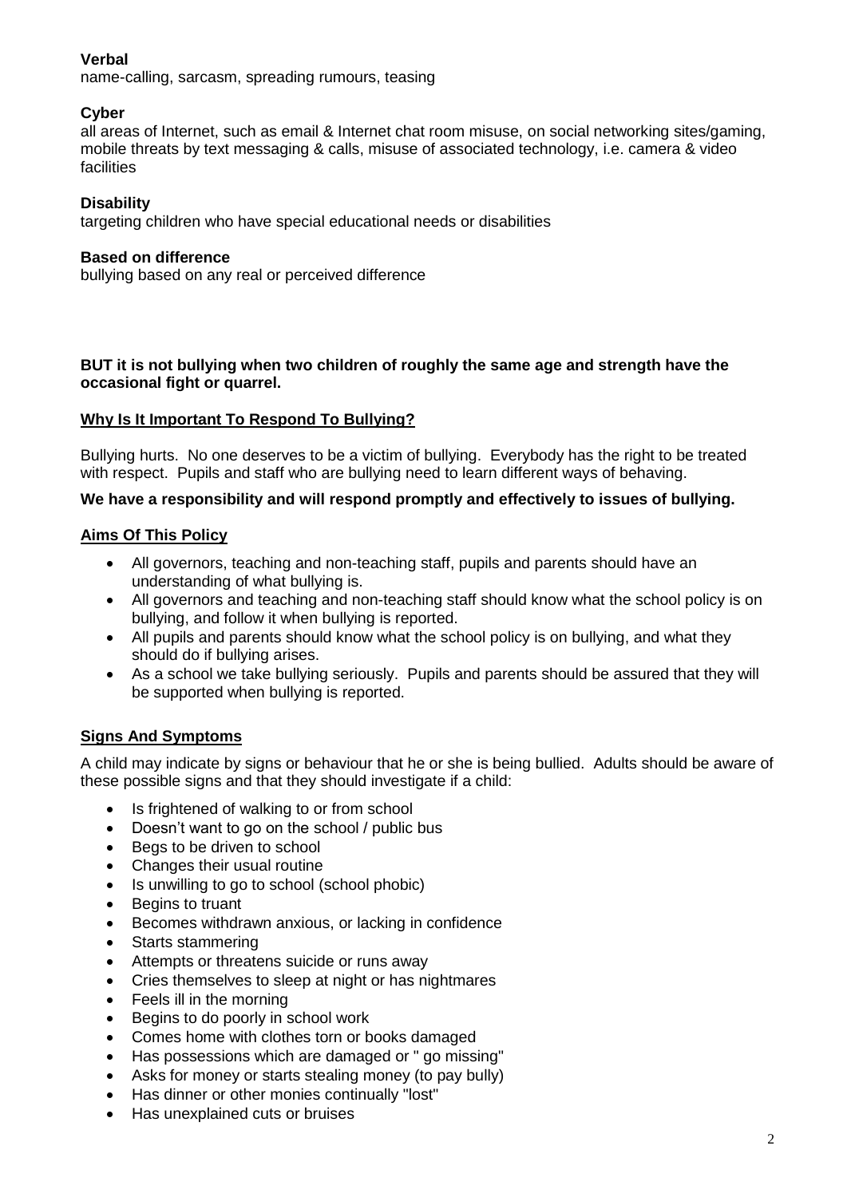**Verbal**

name-calling, sarcasm, spreading rumours, teasing

**Cyber**

all areas of Internet, such as email & Internet chat room misuse, on social networking sites/gaming, mobile threats by text messaging & calls, misuse of associated technology, i.e. camera & video facilities

**Disability**

targeting children who have special educational needs or disabilities

**Based on difference**

bullying based on any real or perceived difference

**BUT it is not bullying when two children of roughly the same age and strength have the occasional fight or quarrel.**

## Why Is It Important To Respond To Bullying?

Bullying hurts. No one deserves to be a victim of bullying. Everybody has the right to be treated with respect. Pupils and staff who are bullying need to learn different ways of behaving.

**We have a responsibility and will respond promptly and effectively to issues of bullying.**

## Aims Of This Policy

- All governors, teaching and non-teaching staff, pupils and parents should have an understanding of what bullying is.
- All governors and teaching and non-teaching staff should know what the school policy is on bullying, and follow it when bullying is reported.
- All pupils and parents should know what the school policy is on bullying, and what they should do if bullying arises.
- As a school we take bullying seriously. Pupils and parents should be assured that they will be supported when bullying is reported.

## Signs And Symptoms

A child may indicate by signs or behaviour that he or she is being bullied. Adults should be aware of these possible signs and that they should investigate if a child:

- Is frightened of walking to or from school
- Doesn't want to go on the school / public bus
- Begs to be driven to school
- Changes their usual routine
- Is unwilling to go to school (school phobic)
- Begins to truant
- Becomes withdrawn anxious, or lacking in confidence
- Starts stammering
- Attempts or threatens suicide or runs away
- Cries themselves to sleep at night or has nightmares
- Feels ill in the morning
- Begins to do poorly in school work
- Comes home with clothes torn or books damaged
- Has possessions which are damaged or " go missing"
- Asks for money or starts stealing money (to pay bully)
- Has dinner or other monies continually "lost"
- Has unexplained cuts or bruises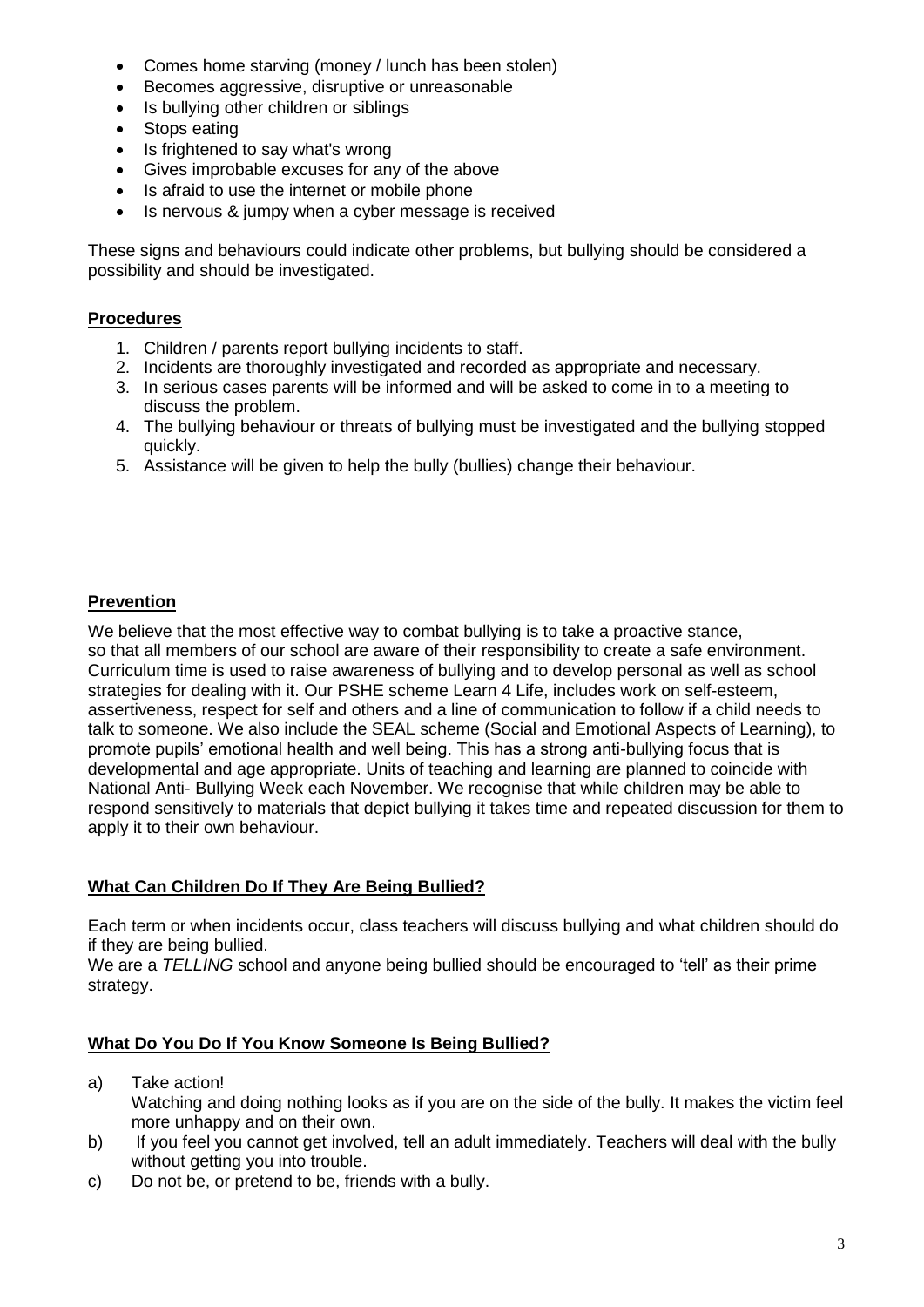- Comes home starving (money / lunch has been stolen)
- Becomes aggressive, disruptive or unreasonable
- Is bullying other children or siblings
- Stops eating
- Is frightened to say what's wrong
- Gives improbable excuses for any of the above
- Is afraid to use the internet or mobile phone
- Is nervous & jumpy when a cyber message is received

These signs and behaviours could indicate other problems, but bullying should be considered a possibility and should be investigated.

## **Procedures**

1. Children / parents report bullying incidents to staff.
2. Incidents are thoroughly investigated and recorded as appropriate and necessary.
3. In serious cases parents will be informed and will be asked to come in to a meeting to discuss the problem.
4. The bullying behaviour or threats of bullying must be investigated and the bullying stopped quickly.
5. Assistance will be given to help the bully (bullies) change their behaviour.

## **Prevention**

We believe that the most effective way to combat bullying is to take a proactive stance, so that all members of our school are aware of their responsibility to create a safe environment. Curriculum time is used to raise awareness of bullying and to develop personal as well as school strategies for dealing with it. Our PSHE scheme Learn 4 Life, includes work on self-esteem, assertiveness, respect for self and others and a line of communication to follow if a child needs to talk to someone. We also include the SEAL scheme (Social and Emotional Aspects of Learning), to promote pupils' emotional health and well being. This has a strong anti-bullying focus that is developmental and age appropriate. Units of teaching and learning are planned to coincide with National Anti- Bullying Week each November. We recognise that while children may be able to respond sensitively to materials that depict bullying it takes time and repeated discussion for them to apply it to their own behaviour.

## **What Can Children Do If They Are Being Bullied?**

Each term or when incidents occur, class teachers will discuss bullying and what children should do if they are being bullied.

We are a *TELLING* school and anyone being bullied should be encouraged to 'tell' as their prime strategy.

## **What Do You Do If You Know Someone Is Being Bullied?**

a) Take action!
   Watching and doing nothing looks as if you are on the side of the bully. It makes the victim feel more unhappy and on their own.

b) If you feel you cannot get involved, tell an adult immediately. Teachers will deal with the bully without getting you into trouble.

c) Do not be, or pretend to be, friends with a bully.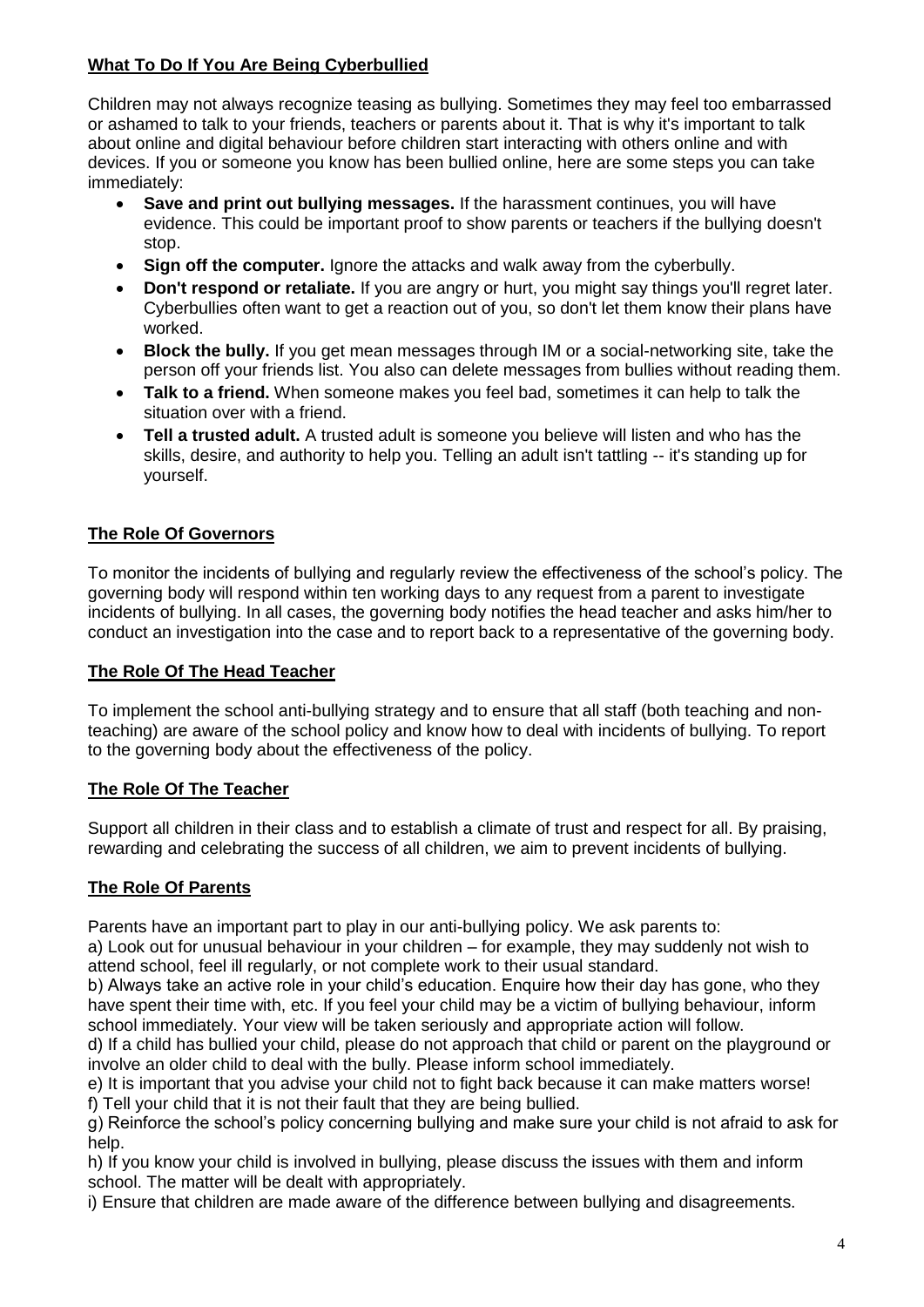## What To Do If You Are Being Cyberbullied

Children may not always recognize teasing as bullying. Sometimes they may feel too embarrassed or ashamed to talk to your friends, teachers or parents about it. That is why it's important to talk about online and digital behaviour before children start interacting with others online and with devices. If you or someone you know has been bullied online, here are some steps you can take immediately:

- **Save and print out bullying messages.** If the harassment continues, you will have evidence. This could be important proof to show parents or teachers if the bullying doesn't stop.
- **Sign off the computer.** Ignore the attacks and walk away from the cyberbully.
- **Don't respond or retaliate.** If you are angry or hurt, you might say things you'll regret later. Cyberbullies often want to get a reaction out of you, so don't let them know their plans have worked.
- **Block the bully.** If you get mean messages through IM or a social-networking site, take the person off your friends list. You also can delete messages from bullies without reading them.
- **Talk to a friend.** When someone makes you feel bad, sometimes it can help to talk the situation over with a friend.
- **Tell a trusted adult.** A trusted adult is someone you believe will listen and who has the skills, desire, and authority to help you. Telling an adult isn't tattling -- it's standing up for yourself.

## The Role Of Governors

To monitor the incidents of bullying and regularly review the effectiveness of the school's policy. The governing body will respond within ten working days to any request from a parent to investigate incidents of bullying. In all cases, the governing body notifies the head teacher and asks him/her to conduct an investigation into the case and to report back to a representative of the governing body.

## The Role Of The Head Teacher

To implement the school anti-bullying strategy and to ensure that all staff (both teaching and non-teaching) are aware of the school policy and know how to deal with incidents of bullying. To report to the governing body about the effectiveness of the policy.

## The Role Of The Teacher

Support all children in their class and to establish a climate of trust and respect for all. By praising, rewarding and celebrating the success of all children, we aim to prevent incidents of bullying.

## The Role Of Parents

Parents have an important part to play in our anti-bullying policy. We ask parents to:

a) Look out for unusual behaviour in your children – for example, they may suddenly not wish to attend school, feel ill regularly, or not complete work to their usual standard.

b) Always take an active role in your child's education. Enquire how their day has gone, who they have spent their time with, etc. If you feel your child may be a victim of bullying behaviour, inform school immediately. Your view will be taken seriously and appropriate action will follow.

d) If a child has bullied your child, please do not approach that child or parent on the playground or involve an older child to deal with the bully. Please inform school immediately.

e) It is important that you advise your child not to fight back because it can make matters worse!

f) Tell your child that it is not their fault that they are being bullied.

g) Reinforce the school's policy concerning bullying and make sure your child is not afraid to ask for help.

h) If you know your child is involved in bullying, please discuss the issues with them and inform school. The matter will be dealt with appropriately.

i) Ensure that children are made aware of the difference between bullying and disagreements.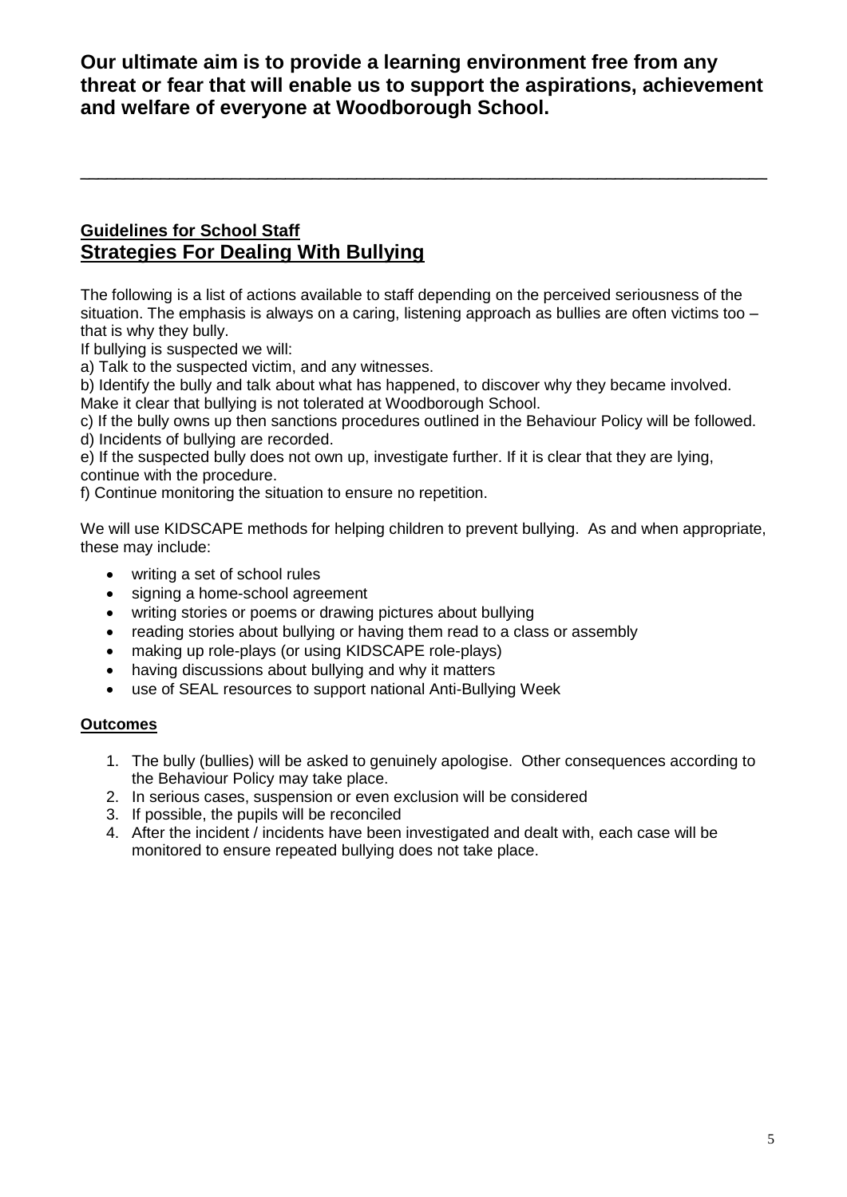**Our ultimate aim is to provide a learning environment free from any threat or fear that will enable us to support the aspirations, achievement and welfare of everyone at Woodborough School.**

---

## Guidelines for School Staff

## Strategies For Dealing With Bullying

The following is a list of actions available to staff depending on the perceived seriousness of the situation. The emphasis is always on a caring, listening approach as bullies are often victims too – that is why they bully.

If bullying is suspected we will:

a) Talk to the suspected victim, and any witnesses.

b) Identify the bully and talk about what has happened, to discover why they became involved. Make it clear that bullying is not tolerated at Woodborough School.

c) If the bully owns up then sanctions procedures outlined in the Behaviour Policy will be followed.

d) Incidents of bullying are recorded.

e) If the suspected bully does not own up, investigate further. If it is clear that they are lying, continue with the procedure.

f) Continue monitoring the situation to ensure no repetition.

We will use KIDSCAPE methods for helping children to prevent bullying. As and when appropriate, these may include:

- writing a set of school rules
- signing a home-school agreement
- writing stories or poems or drawing pictures about bullying
- reading stories about bullying or having them read to a class or assembly
- making up role-plays (or using KIDSCAPE role-plays)
- having discussions about bullying and why it matters
- use of SEAL resources to support national Anti-Bullying Week

### Outcomes

1. The bully (bullies) will be asked to genuinely apologise. Other consequences according to the Behaviour Policy may take place.
2. In serious cases, suspension or even exclusion will be considered
3. If possible, the pupils will be reconciled
4. After the incident / incidents have been investigated and dealt with, each case will be monitored to ensure repeated bullying does not take place.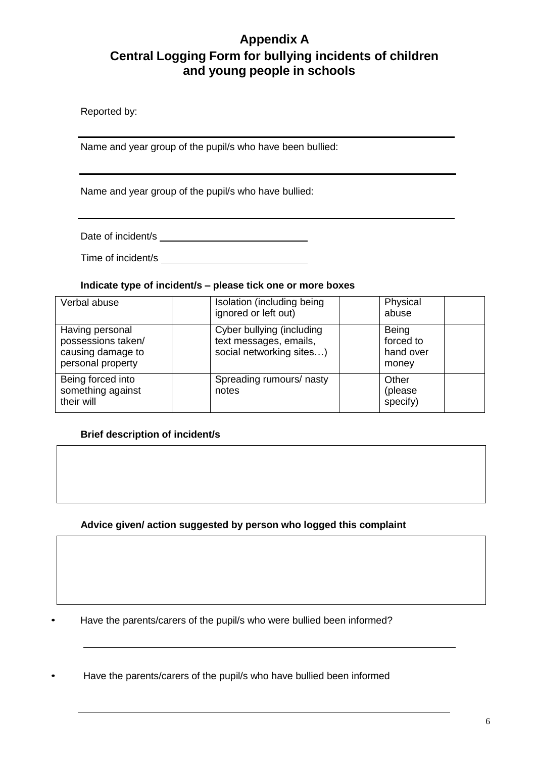# Appendix A

## Central Logging Form for bullying incidents of children and young people in schools

Reported by:

______________________________________________

Name and year group of the pupil/s who have been bullied:

______________________________________________

Name and year group of the pupil/s who have bullied:

______________________________________________

Date of incident/s ____________________

Time of incident/s ____________________

**Indicate type of incident/s – please tick one or more boxes**

| Verbal abuse | | Isolation (including being ignored or left out) | | Physical abuse | |
|---|---|---|---|---|---|
| Having personal possessions taken/ causing damage to personal property | | Cyber bullying (including text messages, emails, social networking sites…) | | Being forced to hand over money | |
| Being forced into something against their will | | Spreading rumours/ nasty notes | | Other (please specify) | |

**Brief description of incident/s**

| |
|---|
| |

**Advice given/ action suggested by person who logged this complaint**

| |
|---|
| |

- Have the parents/carers of the pupil/s who were bullied been informed?

______________________________________________

- Have the parents/carers of the pupil/s who have bullied been informed

______________________________________________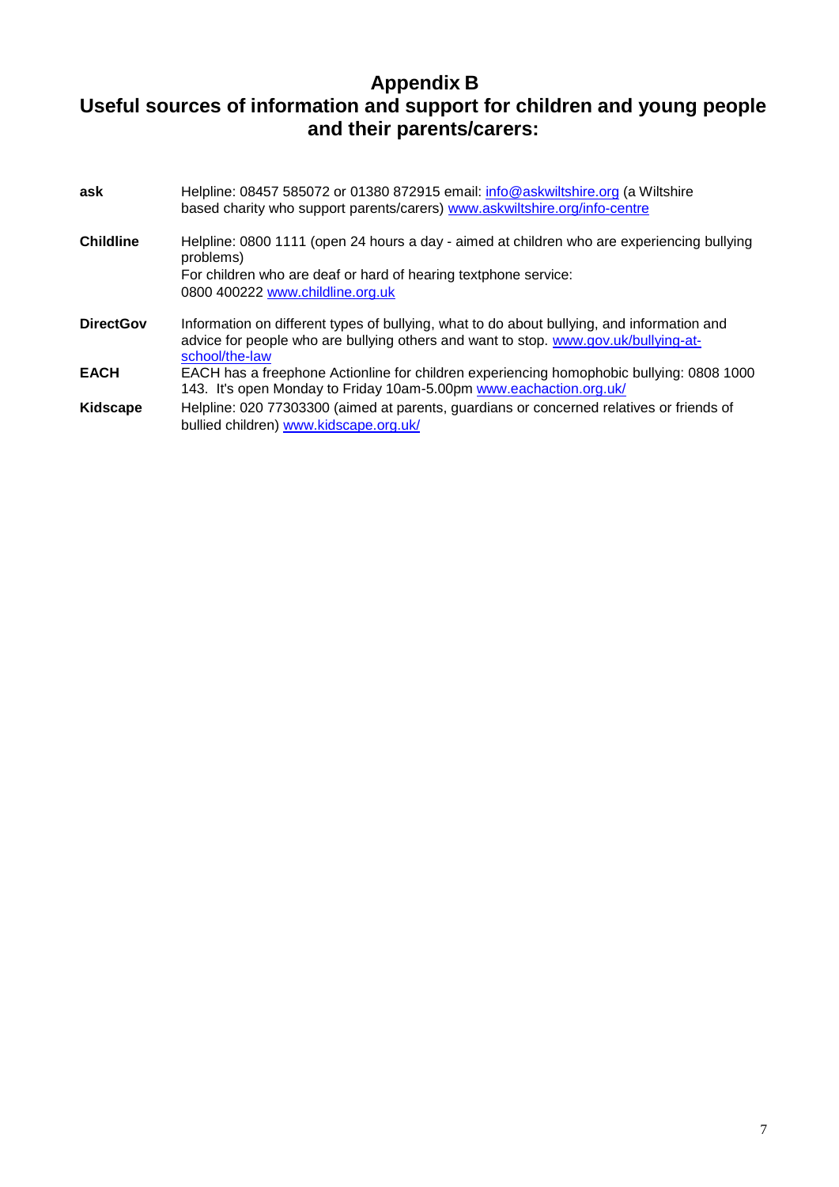# Appendix B

## Useful sources of information and support for children and young people and their parents/carers:

**ask** Helpline: 08457 585072 or 01380 872915 email: info@askwiltshire.org (a Wiltshire based charity who support parents/carers) www.askwiltshire.org/info-centre

**Childline** Helpline: 0800 1111 (open 24 hours a day - aimed at children who are experiencing bullying problems)
For children who are deaf or hard of hearing textphone service:
0800 400222 www.childline.org.uk

**DirectGov** Information on different types of bullying, what to do about bullying, and information and advice for people who are bullying others and want to stop. www.gov.uk/bullying-at-school/the-law

**EACH** EACH has a freephone Actionline for children experiencing homophobic bullying: 0808 1000 143. It's open Monday to Friday 10am-5.00pm www.eachaction.org.uk/

**Kidscape** Helpline: 020 77303300 (aimed at parents, guardians or concerned relatives or friends of bullied children) www.kidscape.org.uk/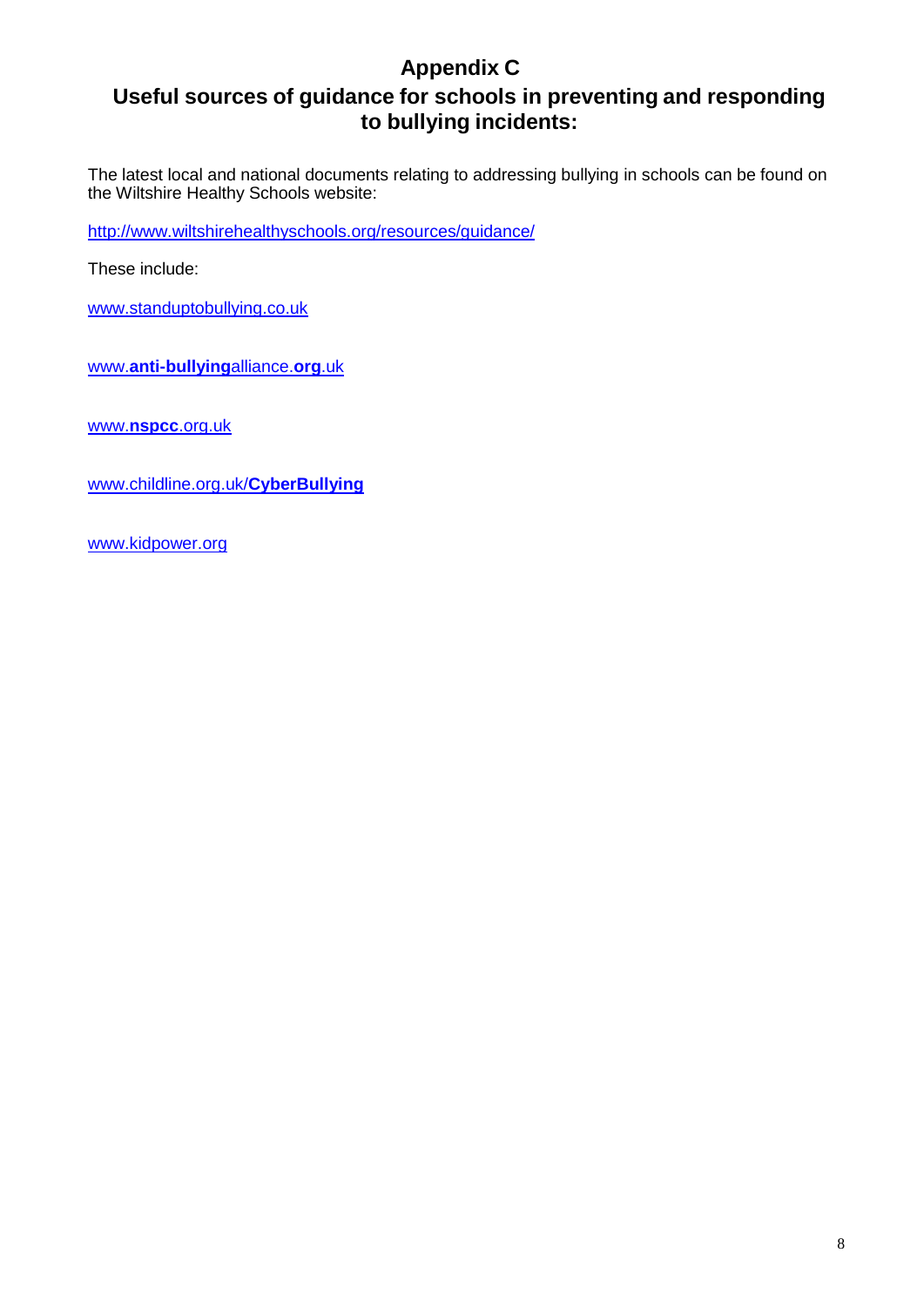# Appendix C

## Useful sources of guidance for schools in preventing and responding to bullying incidents:

The latest local and national documents relating to addressing bullying in schools can be found on the Wiltshire Healthy Schools website:

http://www.wiltshirehealthyschools.org/resources/guidance/

These include:

www.standuptobullying.co.uk

www.**anti-bullying**alliance.**org**.uk

www.**nspcc**.org.uk

www.childline.org.uk/**CyberBullying**

www.kidpower.org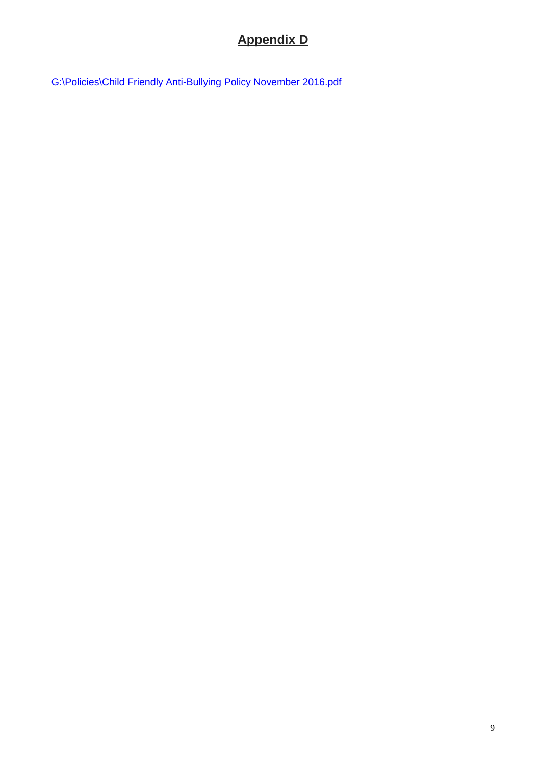# Appendix D

G:\Policies\Child Friendly Anti-Bullying Policy November 2016.pdf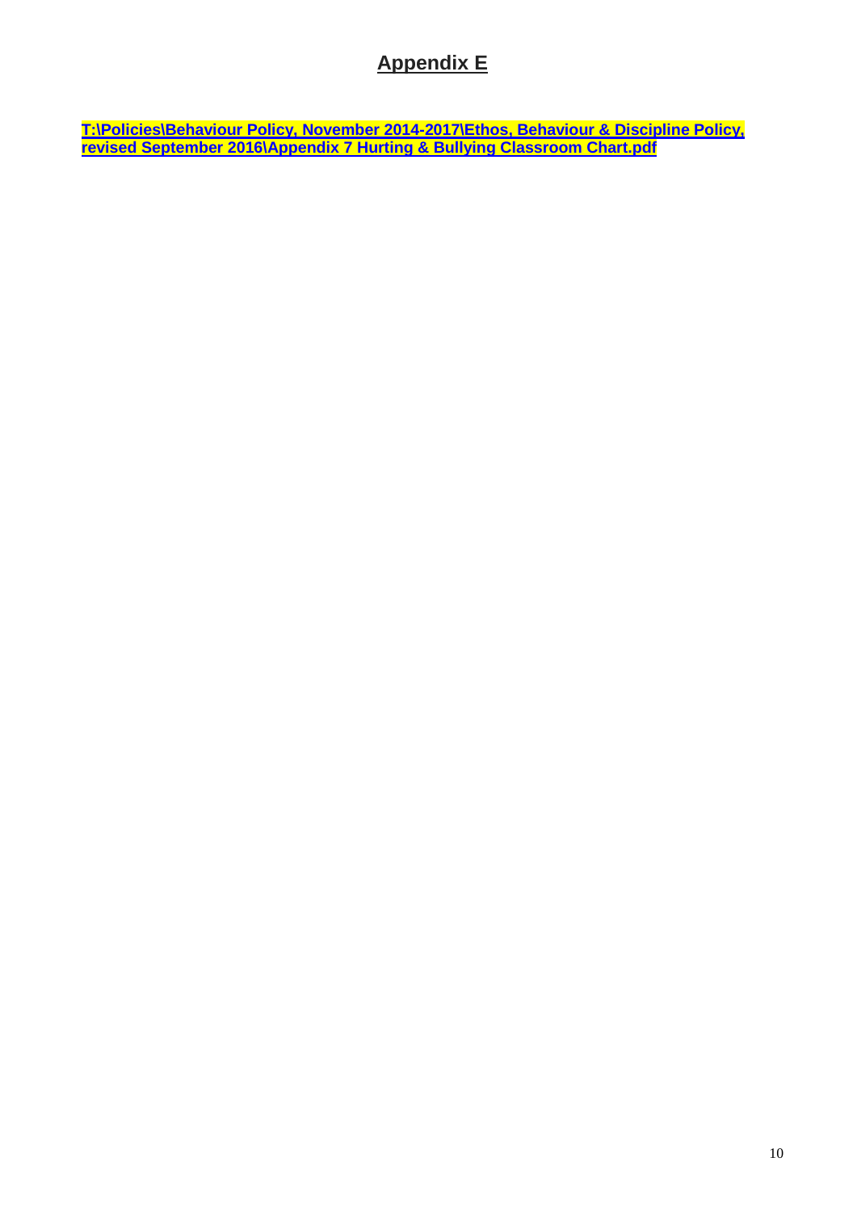# Appendix E

**T:\Policies\Behaviour Policy, November 2014-2017\Ethos, Behaviour & Discipline Policy, revised September 2016\Appendix 7 Hurting & Bullying Classroom Chart.pdf**